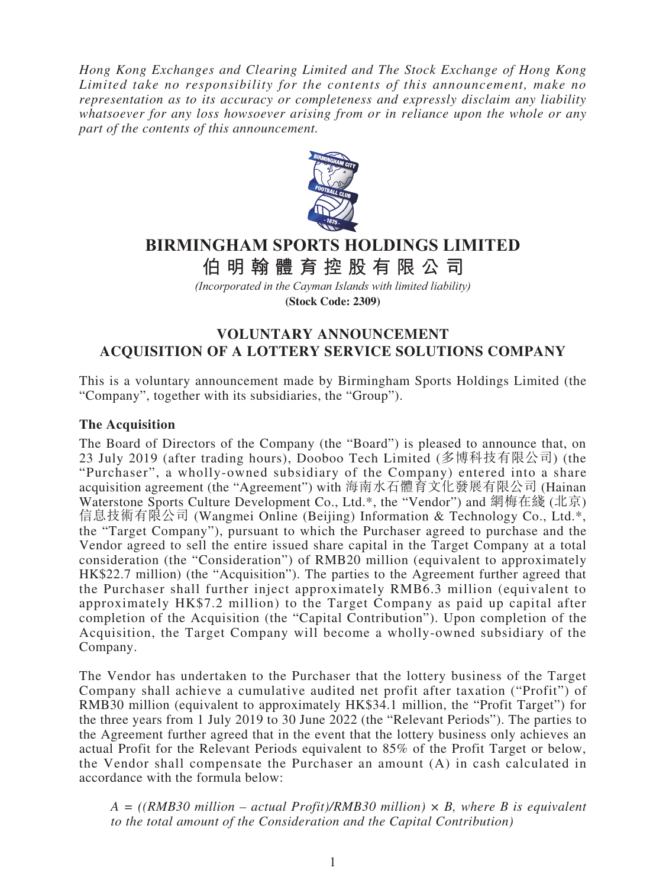*Hong Kong Exchanges and Clearing Limited and The Stock Exchange of Hong Kong Limited take no responsibility for the contents of this announcement, make no representation as to its accuracy or completeness and expressly disclaim any liability whatsoever for any loss howsoever arising from or in reliance upon the whole or any part of the contents of this announcement.*

# BIRMINGHAM SPORTS HOLDINGS LIMITED
# 伯明翰體育控股有限公司

*(Incorporated in the Cayman Islands with limited liability)*
**(Stock Code: 2309)**

## VOLUNTARY ANNOUNCEMENT
## ACQUISITION OF A LOTTERY SERVICE SOLUTIONS COMPANY

This is a voluntary announcement made by Birmingham Sports Holdings Limited (the "Company", together with its subsidiaries, the "Group").

**The Acquisition**

The Board of Directors of the Company (the "Board") is pleased to announce that, on 23 July 2019 (after trading hours), Dooboo Tech Limited (多博科技有限公司) (the "Purchaser", a wholly-owned subsidiary of the Company) entered into a share acquisition agreement (the "Agreement") with 海南水石體育文化發展有限公司 (Hainan Waterstone Sports Culture Development Co., Ltd.*, the "Vendor") and 網梅在綫 (北京) 信息技術有限公司 (Wangmei Online (Beijing) Information & Technology Co., Ltd.*, the "Target Company"), pursuant to which the Purchaser agreed to purchase and the Vendor agreed to sell the entire issued share capital in the Target Company at a total consideration (the "Consideration") of RMB20 million (equivalent to approximately HK$22.7 million) (the "Acquisition"). The parties to the Agreement further agreed that the Purchaser shall further inject approximately RMB6.3 million (equivalent to approximately HK$7.2 million) to the Target Company as paid up capital after completion of the Acquisition (the "Capital Contribution"). Upon completion of the Acquisition, the Target Company will become a wholly-owned subsidiary of the Company.

The Vendor has undertaken to the Purchaser that the lottery business of the Target Company shall achieve a cumulative audited net profit after taxation ("Profit") of RMB30 million (equivalent to approximately HK$34.1 million, the "Profit Target") for the three years from 1 July 2019 to 30 June 2022 (the "Relevant Periods"). The parties to the Agreement further agreed that in the event that the lottery business only achieves an actual Profit for the Relevant Periods equivalent to 85% of the Profit Target or below, the Vendor shall compensate the Purchaser an amount (A) in cash calculated in accordance with the formula below:

> *A = ((RMB30 million – actual Profit)/RMB30 million) × B, where B is equivalent to the total amount of the Consideration and the Capital Contribution)*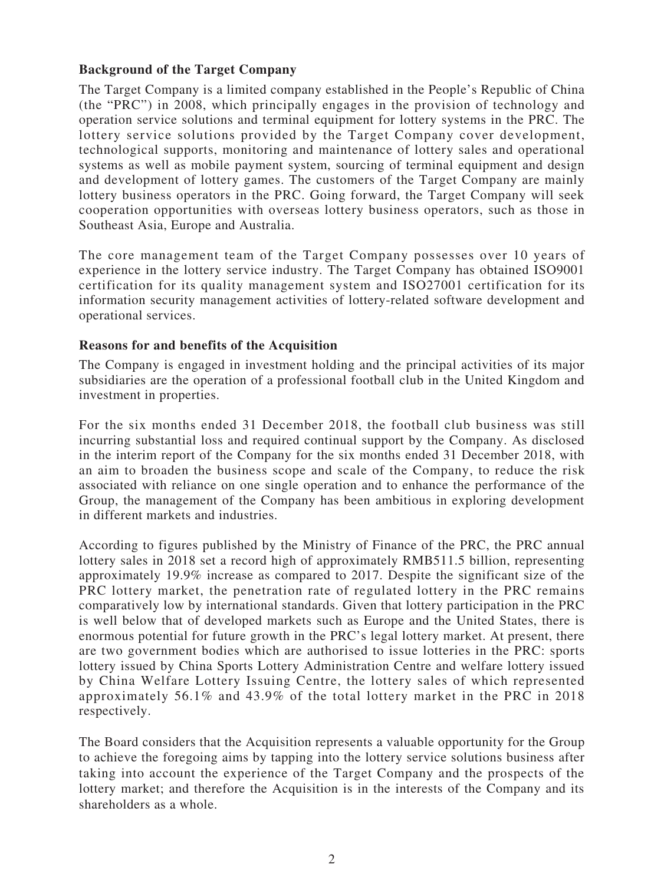**Background of the Target Company**

The Target Company is a limited company established in the People's Republic of China (the "PRC") in 2008, which principally engages in the provision of technology and operation service solutions and terminal equipment for lottery systems in the PRC. The lottery service solutions provided by the Target Company cover development, technological supports, monitoring and maintenance of lottery sales and operational systems as well as mobile payment system, sourcing of terminal equipment and design and development of lottery games. The customers of the Target Company are mainly lottery business operators in the PRC. Going forward, the Target Company will seek cooperation opportunities with overseas lottery business operators, such as those in Southeast Asia, Europe and Australia.

The core management team of the Target Company possesses over 10 years of experience in the lottery service industry. The Target Company has obtained ISO9001 certification for its quality management system and ISO27001 certification for its information security management activities of lottery-related software development and operational services.

**Reasons for and benefits of the Acquisition**

The Company is engaged in investment holding and the principal activities of its major subsidiaries are the operation of a professional football club in the United Kingdom and investment in properties.

For the six months ended 31 December 2018, the football club business was still incurring substantial loss and required continual support by the Company. As disclosed in the interim report of the Company for the six months ended 31 December 2018, with an aim to broaden the business scope and scale of the Company, to reduce the risk associated with reliance on one single operation and to enhance the performance of the Group, the management of the Company has been ambitious in exploring development in different markets and industries.

According to figures published by the Ministry of Finance of the PRC, the PRC annual lottery sales in 2018 set a record high of approximately RMB511.5 billion, representing approximately 19.9% increase as compared to 2017. Despite the significant size of the PRC lottery market, the penetration rate of regulated lottery in the PRC remains comparatively low by international standards. Given that lottery participation in the PRC is well below that of developed markets such as Europe and the United States, there is enormous potential for future growth in the PRC's legal lottery market. At present, there are two government bodies which are authorised to issue lotteries in the PRC: sports lottery issued by China Sports Lottery Administration Centre and welfare lottery issued by China Welfare Lottery Issuing Centre, the lottery sales of which represented approximately 56.1% and 43.9% of the total lottery market in the PRC in 2018 respectively.

The Board considers that the Acquisition represents a valuable opportunity for the Group to achieve the foregoing aims by tapping into the lottery service solutions business after taking into account the experience of the Target Company and the prospects of the lottery market; and therefore the Acquisition is in the interests of the Company and its shareholders as a whole.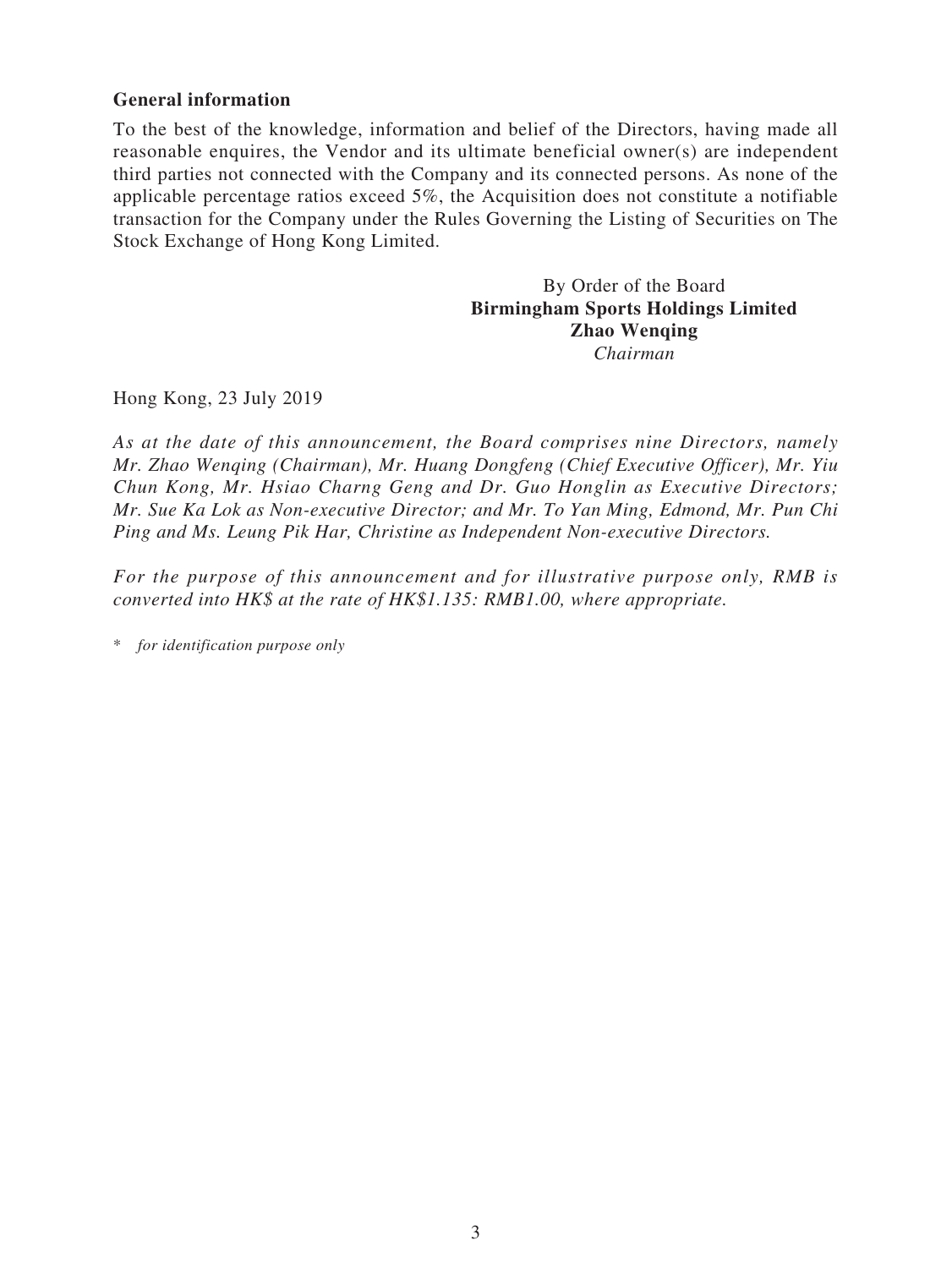**General information**

To the best of the knowledge, information and belief of the Directors, having made all reasonable enquires, the Vendor and its ultimate beneficial owner(s) are independent third parties not connected with the Company and its connected persons. As none of the applicable percentage ratios exceed 5%, the Acquisition does not constitute a notifiable transaction for the Company under the Rules Governing the Listing of Securities on The Stock Exchange of Hong Kong Limited.

By Order of the Board
**Birmingham Sports Holdings Limited**
**Zhao Wenqing**
*Chairman*

Hong Kong, 23 July 2019

*As at the date of this announcement, the Board comprises nine Directors, namely Mr. Zhao Wenqing (Chairman), Mr. Huang Dongfeng (Chief Executive Officer), Mr. Yiu Chun Kong, Mr. Hsiao Charng Geng and Dr. Guo Honglin as Executive Directors; Mr. Sue Ka Lok as Non-executive Director; and Mr. To Yan Ming, Edmond, Mr. Pun Chi Ping and Ms. Leung Pik Har, Christine as Independent Non-executive Directors.*

*For the purpose of this announcement and for illustrative purpose only, RMB is converted into HK$ at the rate of HK$1.135: RMB1.00, where appropriate.*

\* *for identification purpose only*